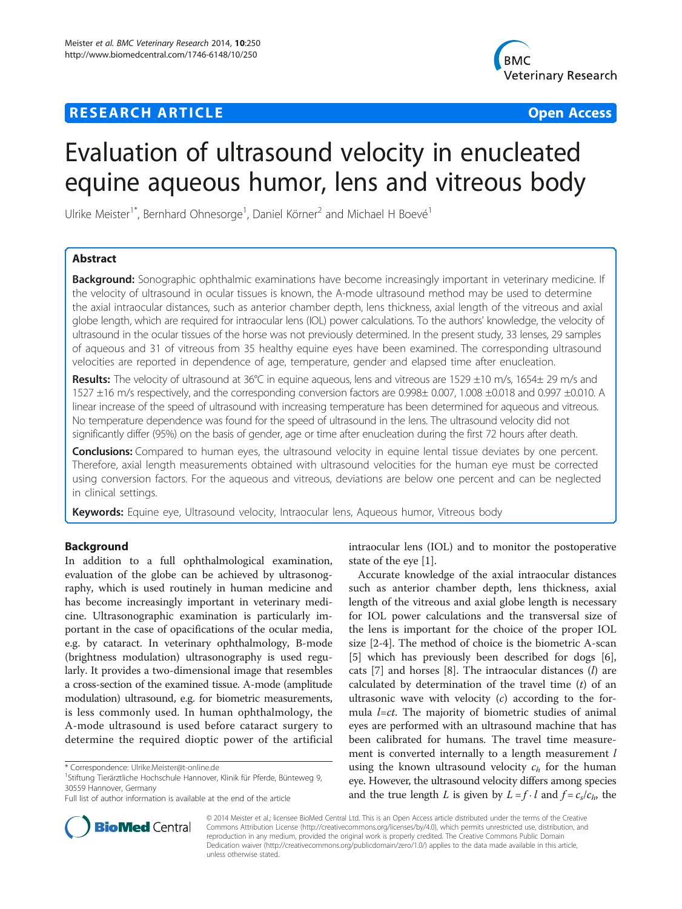# Evaluation of ultrasound velocity in enucleated equine aqueous humor, lens and vitreous body

Ulrike Meister[1*], Bernhard Ohnesorge[1], Daniel Körner[2] and Michael H Boevé[1]

## Abstract

**Background:** Sonographic ophthalmic examinations have become increasingly important in veterinary medicine. If the velocity of ultrasound in ocular tissues is known, the A-mode ultrasound method may be used to determine the axial intraocular distances, such as anterior chamber depth, lens thickness, axial length of the vitreous and axial globe length, which are required for intraocular lens (IOL) power calculations. To the authors' knowledge, the velocity of ultrasound in the ocular tissues of the horse was not previously determined. In the present study, 33 lenses, 29 samples of aqueous and 31 of vitreous from 35 healthy equine eyes have been examined. The corresponding ultrasound velocities are reported in dependence of age, temperature, gender and elapsed time after enucleation.

**Results:** The velocity of ultrasound at 36°C in equine aqueous, lens and vitreous are 1529 ±10 m/s, 1654± 29 m/s and 1527 ±16 m/s respectively, and the corresponding conversion factors are 0.998± 0.007, 1.008 ±0.018 and 0.997 ±0.010. A linear increase of the speed of ultrasound with increasing temperature has been determined for aqueous and vitreous. No temperature dependence was found for the speed of ultrasound in the lens. The ultrasound velocity did not significantly differ (95%) on the basis of gender, age or time after enucleation during the first 72 hours after death.

**Conclusions:** Compared to human eyes, the ultrasound velocity in equine lental tissue deviates by one percent. Therefore, axial length measurements obtained with ultrasound velocities for the human eye must be corrected using conversion factors. For the aqueous and vitreous, deviations are below one percent and can be neglected in clinical settings.

**Keywords:** Equine eye, Ultrasound velocity, Intraocular lens, Aqueous humor, Vitreous body

## Background

In addition to a full ophthalmological examination, evaluation of the globe can be achieved by ultrasonography, which is used routinely in human medicine and has become increasingly important in veterinary medicine. Ultrasonographic examination is particularly important in the case of opacifications of the ocular media, e.g. by cataract. In veterinary ophthalmology, B-mode (brightness modulation) ultrasonography is used regularly. It provides a two-dimensional image that resembles a cross-section of the examined tissue. A-mode (amplitude modulation) ultrasound, e.g. for biometric measurements, is less commonly used. In human ophthalmology, the A-mode ultrasound is used before cataract surgery to determine the required dioptic power of the artificial intraocular lens (IOL) and to monitor the postoperative state of the eye [1].

Accurate knowledge of the axial intraocular distances such as anterior chamber depth, lens thickness, axial length of the vitreous and axial globe length is necessary for IOL power calculations and the transversal size of the lens is important for the choice of the proper IOL size [2-4]. The method of choice is the biometric A-scan [5] which has previously been described for dogs [6], cats [7] and horses [8]. The intraocular distances ($l$) are calculated by determination of the travel time ($t$) of an ultrasonic wave with velocity ($c$) according to the formula $l=ct$. The majority of biometric studies of animal eyes are performed with an ultrasound machine that has been calibrated for humans. The travel time measurement is converted internally to a length measurement $l$ using the known ultrasound velocity $c_h$ for the human eye. However, the ultrasound velocity differs among species and the true length $L$ is given by $L = f \cdot l$ and $f = c_s/c_h$, the

\* Correspondence: Ulrike.Meister@t-online.de
[1]Stiftung Tierärztliche Hochschule Hannover, Klinik für Pferde, Bünteweg 9, 30559 Hannover, Germany
Full list of author information is available at the end of the article

© 2014 Meister et al.; licensee BioMed Central Ltd. This is an Open Access article distributed under the terms of the Creative Commons Attribution License (http://creativecommons.org/licenses/by/4.0), which permits unrestricted use, distribution, and reproduction in any medium, provided the original work is properly credited. The Creative Commons Public Domain Dedication waiver (http://creativecommons.org/publicdomain/zero/1.0/) applies to the data made available in this article, unless otherwise stated.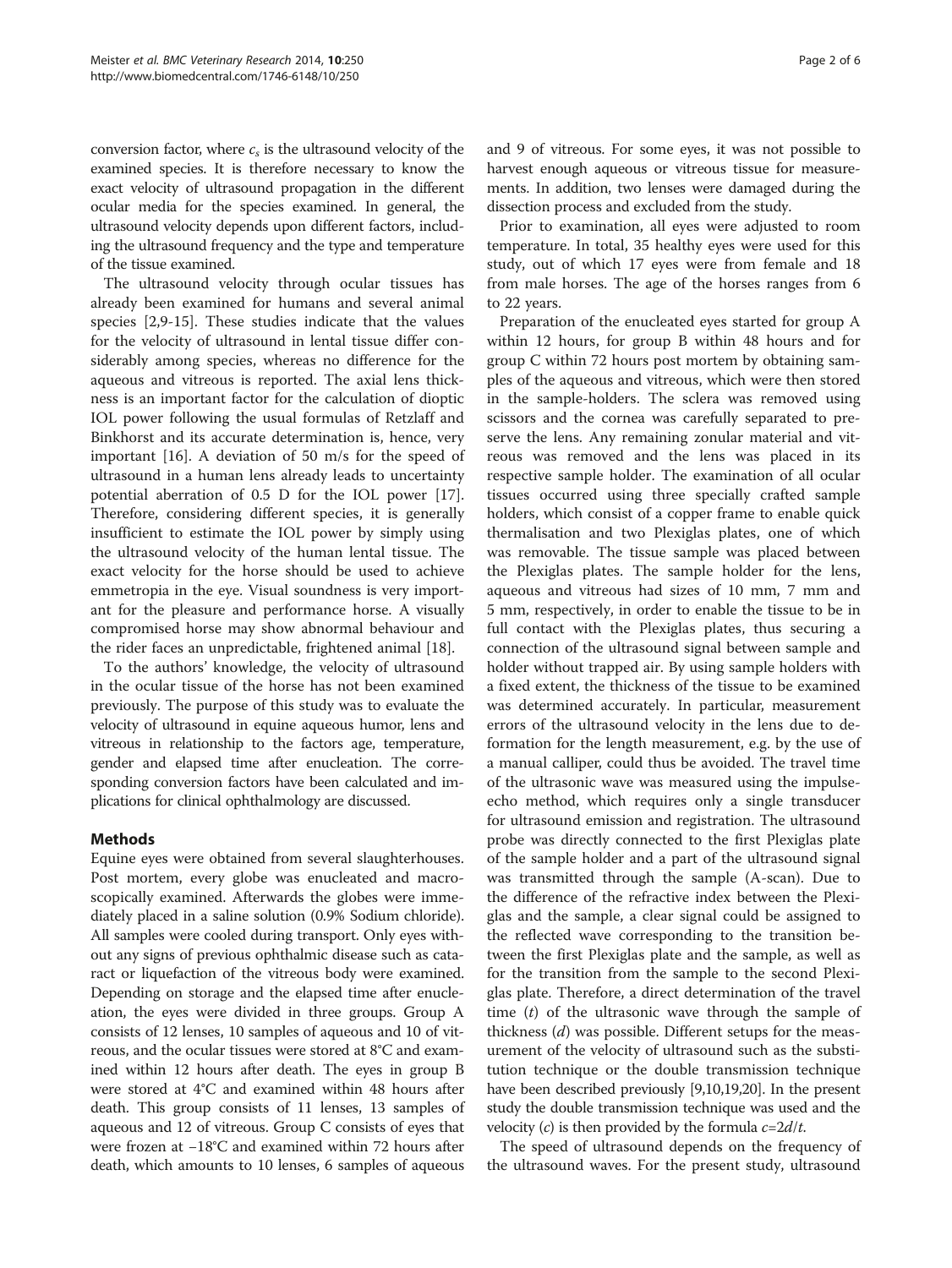conversion factor, where $c_s$ is the ultrasound velocity of the examined species. It is therefore necessary to know the exact velocity of ultrasound propagation in the different ocular media for the species examined. In general, the ultrasound velocity depends upon different factors, including the ultrasound frequency and the type and temperature of the tissue examined.

The ultrasound velocity through ocular tissues has already been examined for humans and several animal species [2,9-15]. These studies indicate that the values for the velocity of ultrasound in lental tissue differ considerably among species, whereas no difference for the aqueous and vitreous is reported. The axial lens thickness is an important factor for the calculation of dioptic IOL power following the usual formulas of Retzlaff and Binkhorst and its accurate determination is, hence, very important [16]. A deviation of 50 m/s for the speed of ultrasound in a human lens already leads to uncertainty potential aberration of 0.5 D for the IOL power [17]. Therefore, considering different species, it is generally insufficient to estimate the IOL power by simply using the ultrasound velocity of the human lental tissue. The exact velocity for the horse should be used to achieve emmetropia in the eye. Visual soundness is very important for the pleasure and performance horse. A visually compromised horse may show abnormal behaviour and the rider faces an unpredictable, frightened animal [18].

To the authors' knowledge, the velocity of ultrasound in the ocular tissue of the horse has not been examined previously. The purpose of this study was to evaluate the velocity of ultrasound in equine aqueous humor, lens and vitreous in relationship to the factors age, temperature, gender and elapsed time after enucleation. The corresponding conversion factors have been calculated and implications for clinical ophthalmology are discussed.

## Methods

Equine eyes were obtained from several slaughterhouses. Post mortem, every globe was enucleated and macroscopically examined. Afterwards the globes were immediately placed in a saline solution (0.9% Sodium chloride). All samples were cooled during transport. Only eyes without any signs of previous ophthalmic disease such as cataract or liquefaction of the vitreous body were examined. Depending on storage and the elapsed time after enucleation, the eyes were divided in three groups. Group A consists of 12 lenses, 10 samples of aqueous and 10 of vitreous, and the ocular tissues were stored at 8°C and examined within 12 hours after death. The eyes in group B were stored at 4°C and examined within 48 hours after death. This group consists of 11 lenses, 13 samples of aqueous and 12 of vitreous. Group C consists of eyes that were frozen at −18°C and examined within 72 hours after death, which amounts to 10 lenses, 6 samples of aqueous and 9 of vitreous. For some eyes, it was not possible to harvest enough aqueous or vitreous tissue for measurements. In addition, two lenses were damaged during the dissection process and excluded from the study.

Prior to examination, all eyes were adjusted to room temperature. In total, 35 healthy eyes were used for this study, out of which 17 eyes were from female and 18 from male horses. The age of the horses ranges from 6 to 22 years.

Preparation of the enucleated eyes started for group A within 12 hours, for group B within 48 hours and for group C within 72 hours post mortem by obtaining samples of the aqueous and vitreous, which were then stored in the sample-holders. The sclera was removed using scissors and the cornea was carefully separated to preserve the lens. Any remaining zonular material and vitreous was removed and the lens was placed in its respective sample holder. The examination of all ocular tissues occurred using three specially crafted sample holders, which consist of a copper frame to enable quick thermalisation and two Plexiglas plates, one of which was removable. The tissue sample was placed between the Plexiglas plates. The sample holder for the lens, aqueous and vitreous had sizes of 10 mm, 7 mm and 5 mm, respectively, in order to enable the tissue to be in full contact with the Plexiglas plates, thus securing a connection of the ultrasound signal between sample and holder without trapped air. By using sample holders with a fixed extent, the thickness of the tissue to be examined was determined accurately. In particular, measurement errors of the ultrasound velocity in the lens due to deformation for the length measurement, e.g. by the use of a manual calliper, could thus be avoided. The travel time of the ultrasonic wave was measured using the impulse-echo method, which requires only a single transducer for ultrasound emission and registration. The ultrasound probe was directly connected to the first Plexiglas plate of the sample holder and a part of the ultrasound signal was transmitted through the sample (A-scan). Due to the difference of the refractive index between the Plexiglas and the sample, a clear signal could be assigned to the reflected wave corresponding to the transition between the first Plexiglas plate and the sample, as well as for the transition from the sample to the second Plexiglas plate. Therefore, a direct determination of the travel time ($t$) of the ultrasonic wave through the sample of thickness ($d$) was possible. Different setups for the measurement of the velocity of ultrasound such as the substitution technique or the double transmission technique have been described previously [9,10,19,20]. In the present study the double transmission technique was used and the velocity ($c$) is then provided by the formula $c=2d/t$.

The speed of ultrasound depends on the frequency of the ultrasound waves. For the present study, ultrasound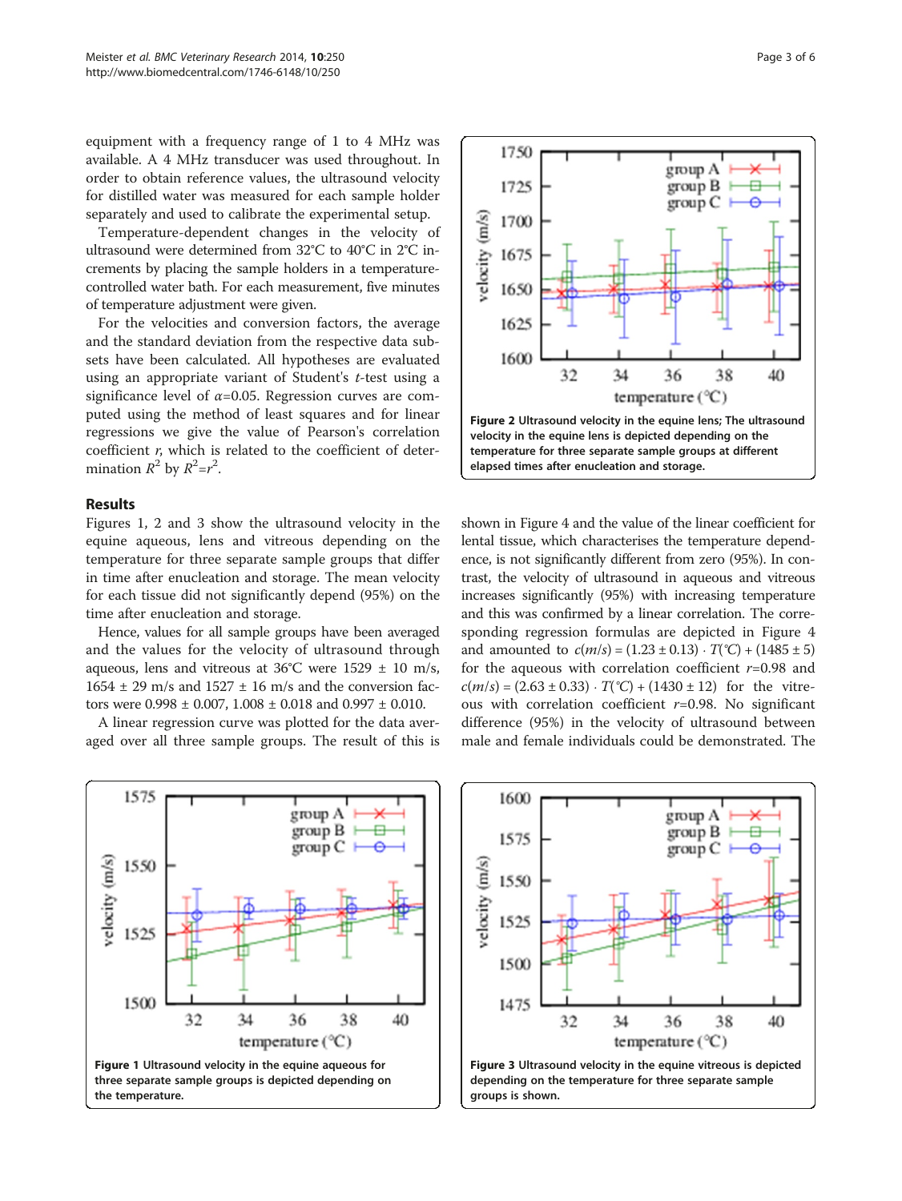equipment with a frequency range of 1 to 4 MHz was available. A 4 MHz transducer was used throughout. In order to obtain reference values, the ultrasound velocity for distilled water was measured for each sample holder separately and used to calibrate the experimental setup.

Temperature-dependent changes in the velocity of ultrasound were determined from 32°C to 40°C in 2°C increments by placing the sample holders in a temperature-controlled water bath. For each measurement, five minutes of temperature adjustment were given.

For the velocities and conversion factors, the average and the standard deviation from the respective data subsets have been calculated. All hypotheses are evaluated using an appropriate variant of Student's *t*-test using a significance level of $\alpha$=0.05. Regression curves are computed using the method of least squares and for linear regressions we give the value of Pearson's correlation coefficient *r*, which is related to the coefficient of determination $R^2$ by $R^2=r^2$.

## Results

Figures 1, 2 and 3 show the ultrasound velocity in the equine aqueous, lens and vitreous depending on the temperature for three separate sample groups that differ in time after enucleation and storage. The mean velocity for each tissue did not significantly depend (95%) on the time after enucleation and storage.

Hence, values for all sample groups have been averaged and the values for the velocity of ultrasound through aqueous, lens and vitreous at 36°C were 1529 ± 10 m/s, 1654 ± 29 m/s and 1527 ± 16 m/s and the conversion factors were 0.998 ± 0.007, 1.008 ± 0.018 and 0.997 ± 0.010.

A linear regression curve was plotted for the data averaged over all three sample groups. The result of this is shown in Figure 4 and the value of the linear coefficient for lental tissue, which characterises the temperature dependence, is not significantly different from zero (95%). In contrast, the velocity of ultrasound in aqueous and vitreous increases significantly (95%) with increasing temperature and this was confirmed by a linear correlation. The corresponding regression formulas are depicted in Figure 4 and amounted to $c(m/s) = (1.23 \pm 0.13) \cdot T(℃) + (1485 \pm 5)$ for the aqueous with correlation coefficient *r*=0.98 and $c(m/s) = (2.63 \pm 0.33) \cdot T(℃) + (1430 \pm 12)$ for the vitreous with correlation coefficient *r*=0.98. No significant difference (95%) in the velocity of ultrasound between male and female individuals could be demonstrated. The

**Figure 2** Ultrasound velocity in the equine lens; The ultrasound velocity in the equine lens is depicted depending on the temperature for three separate sample groups at different elapsed times after enucleation and storage.

**Figure 1** Ultrasound velocity in the equine aqueous for three separate sample groups is depicted depending on the temperature.

**Figure 3** Ultrasound velocity in the equine vitreous is depicted depending on the temperature for three separate sample groups is shown.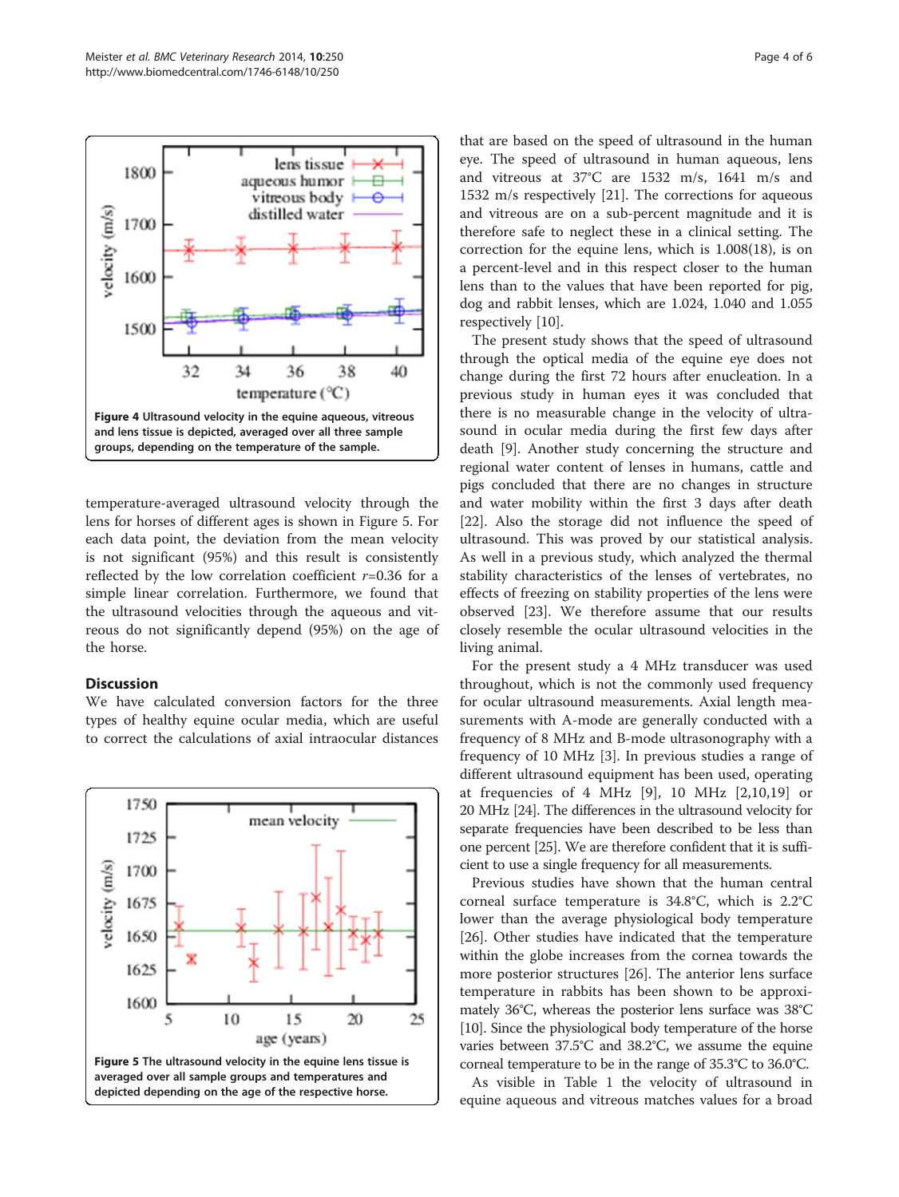Figure 4 Ultrasound velocity in the equine aqueous, vitreous and lens tissue is depicted, averaged over all three sample groups, depending on the temperature of the sample.

temperature-averaged ultrasound velocity through the lens for horses of different ages is shown in Figure 5. For each data point, the deviation from the mean velocity is not significant (95%) and this result is consistently reflected by the low correlation coefficient $r$=0.36 for a simple linear correlation. Furthermore, we found that the ultrasound velocities through the aqueous and vitreous do not significantly depend (95%) on the age of the horse.

## Discussion

We have calculated conversion factors for the three types of healthy equine ocular media, which are useful to correct the calculations of axial intraocular distances that are based on the speed of ultrasound in the human eye. The speed of ultrasound in human aqueous, lens and vitreous at 37°C are 1532 m/s, 1641 m/s and 1532 m/s respectively [21]. The corrections for aqueous and vitreous are on a sub-percent magnitude and it is therefore safe to neglect these in a clinical setting. The correction for the equine lens, which is 1.008(18), is on a percent-level and in this respect closer to the human lens than to the values that have been reported for pig, dog and rabbit lenses, which are 1.024, 1.040 and 1.055 respectively [10].

The present study shows that the speed of ultrasound through the optical media of the equine eye does not change during the first 72 hours after enucleation. In a previous study in human eyes it was concluded that there is no measurable change in the velocity of ultrasound in ocular media during the first few days after death [9]. Another study concerning the structure and regional water content of lenses in humans, cattle and pigs concluded that there are no changes in structure and water mobility within the first 3 days after death [22]. Also the storage did not influence the speed of ultrasound. This was proved by our statistical analysis. As well in a previous study, which analyzed the thermal stability characteristics of the lenses of vertebrates, no effects of freezing on stability properties of the lens were observed [23]. We therefore assume that our results closely resemble the ocular ultrasound velocities in the living animal.

For the present study a 4 MHz transducer was used throughout, which is not the commonly used frequency for ocular ultrasound measurements. Axial length measurements with A-mode are generally conducted with a frequency of 8 MHz and B-mode ultrasonography with a frequency of 10 MHz [3]. In previous studies a range of different ultrasound equipment has been used, operating at frequencies of 4 MHz [9], 10 MHz [2,10,19] or 20 MHz [24]. The differences in the ultrasound velocity for separate frequencies have been described to be less than one percent [25]. We are therefore confident that it is sufficient to use a single frequency for all measurements.

Previous studies have shown that the human central corneal surface temperature is 34.8°C, which is 2.2°C lower than the average physiological body temperature [26]. Other studies have indicated that the temperature within the globe increases from the cornea towards the more posterior structures [26]. The anterior lens surface temperature in rabbits has been shown to be approximately 36°C, whereas the posterior lens surface was 38°C [10]. Since the physiological body temperature of the horse varies between 37.5°C and 38.2°C, we assume the equine corneal temperature to be in the range of 35.3°C to 36.0°C.

As visible in Table 1 the velocity of ultrasound in equine aqueous and vitreous matches values for a broad

Figure 5 The ultrasound velocity in the equine lens tissue is averaged over all sample groups and temperatures and depicted depending on the age of the respective horse.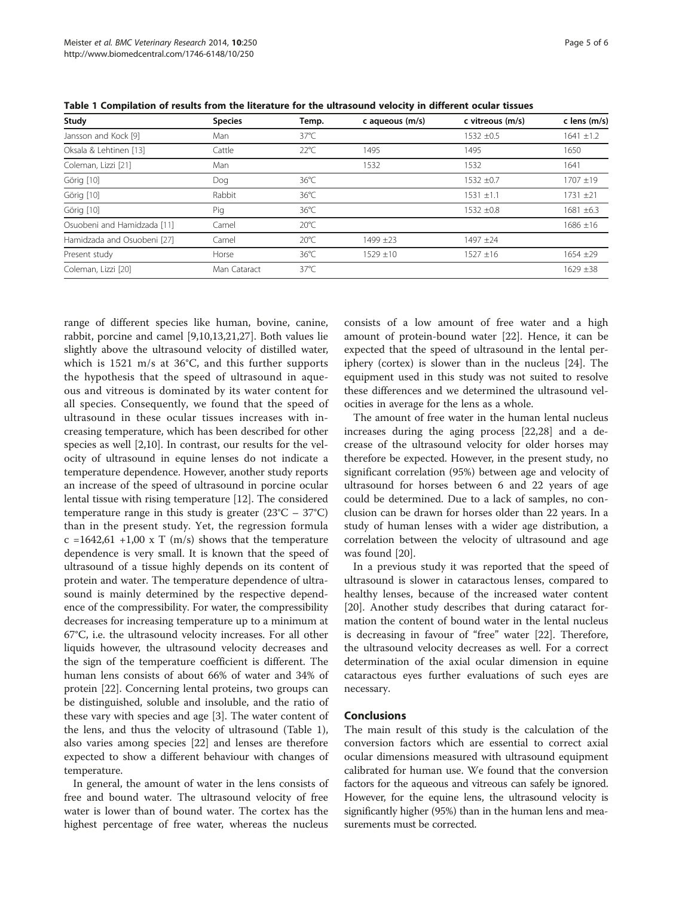**Table 1 Compilation of results from the literature for the ultrasound velocity in different ocular tissues**

| Study | Species | Temp. | c aqueous (m/s) | c vitreous (m/s) | c lens (m/s) |
|---|---|---|---|---|---|
| Jansson and Kock [9] | Man | 37°C | | 1532 ±0.5 | 1641 ±1.2 |
| Oksala & Lehtinen [13] | Cattle | 22°C | 1495 | 1495 | 1650 |
| Coleman, Lizzi [21] | Man | | 1532 | 1532 | 1641 |
| Görig [10] | Dog | 36°C | | 1532 ±0.7 | 1707 ±19 |
| Görig [10] | Rabbit | 36°C | | 1531 ±1.1 | 1731 ±21 |
| Görig [10] | Pig | 36°C | | 1532 ±0.8 | 1681 ±6.3 |
| Osuobeni and Hamidzada [11] | Camel | 20°C | | | 1686 ±16 |
| Hamidzada and Osuobeni [27] | Camel | 20°C | 1499 ±23 | 1497 ±24 | |
| Present study | Horse | 36°C | 1529 ±10 | 1527 ±16 | 1654 ±29 |
| Coleman, Lizzi [20] | Man Cataract | 37°C | | | 1629 ±38 |

range of different species like human, bovine, canine, rabbit, porcine and camel [9,10,13,21,27]. Both values lie slightly above the ultrasound velocity of distilled water, which is 1521 m/s at 36°C, and this further supports the hypothesis that the speed of ultrasound in aqueous and vitreous is dominated by its water content for all species. Consequently, we found that the speed of ultrasound in these ocular tissues increases with increasing temperature, which has been described for other species as well [2,10]. In contrast, our results for the velocity of ultrasound in equine lenses do not indicate a temperature dependence. However, another study reports an increase of the speed of ultrasound in porcine ocular lental tissue with rising temperature [12]. The considered temperature range in this study is greater (23°C – 37°C) than in the present study. Yet, the regression formula $c = 1642{,}61 + 1{,}00 \times T$ (m/s) shows that the temperature dependence is very small. It is known that the speed of ultrasound of a tissue highly depends on its content of protein and water. The temperature dependence of ultrasound is mainly determined by the respective dependence of the compressibility. For water, the compressibility decreases for increasing temperature up to a minimum at 67°C, i.e. the ultrasound velocity increases. For all other liquids however, the ultrasound velocity decreases and the sign of the temperature coefficient is different. The human lens consists of about 66% of water and 34% of protein [22]. Concerning lental proteins, two groups can be distinguished, soluble and insoluble, and the ratio of these vary with species and age [3]. The water content of the lens, and thus the velocity of ultrasound (Table 1), also varies among species [22] and lenses are therefore expected to show a different behaviour with changes of temperature.

In general, the amount of water in the lens consists of free and bound water. The ultrasound velocity of free water is lower than of bound water. The cortex has the highest percentage of free water, whereas the nucleus consists of a low amount of free water and a high amount of protein-bound water [22]. Hence, it can be expected that the speed of ultrasound in the lental periphery (cortex) is slower than in the nucleus [24]. The equipment used in this study was not suited to resolve these differences and we determined the ultrasound velocities in average for the lens as a whole.

The amount of free water in the human lental nucleus increases during the aging process [22,28] and a decrease of the ultrasound velocity for older horses may therefore be expected. However, in the present study, no significant correlation (95%) between age and velocity of ultrasound for horses between 6 and 22 years of age could be determined. Due to a lack of samples, no conclusion can be drawn for horses older than 22 years. In a study of human lenses with a wider age distribution, a correlation between the velocity of ultrasound and age was found [20].

In a previous study it was reported that the speed of ultrasound is slower in cataractous lenses, compared to healthy lenses, because of the increased water content [20]. Another study describes that during cataract formation the content of bound water in the lental nucleus is decreasing in favour of "free" water [22]. Therefore, the ultrasound velocity decreases as well. For a correct determination of the axial ocular dimension in equine cataractous eyes further evaluations of such eyes are necessary.

## Conclusions

The main result of this study is the calculation of the conversion factors which are essential to correct axial ocular dimensions measured with ultrasound equipment calibrated for human use. We found that the conversion factors for the aqueous and vitreous can safely be ignored. However, for the equine lens, the ultrasound velocity is significantly higher (95%) than in the human lens and measurements must be corrected.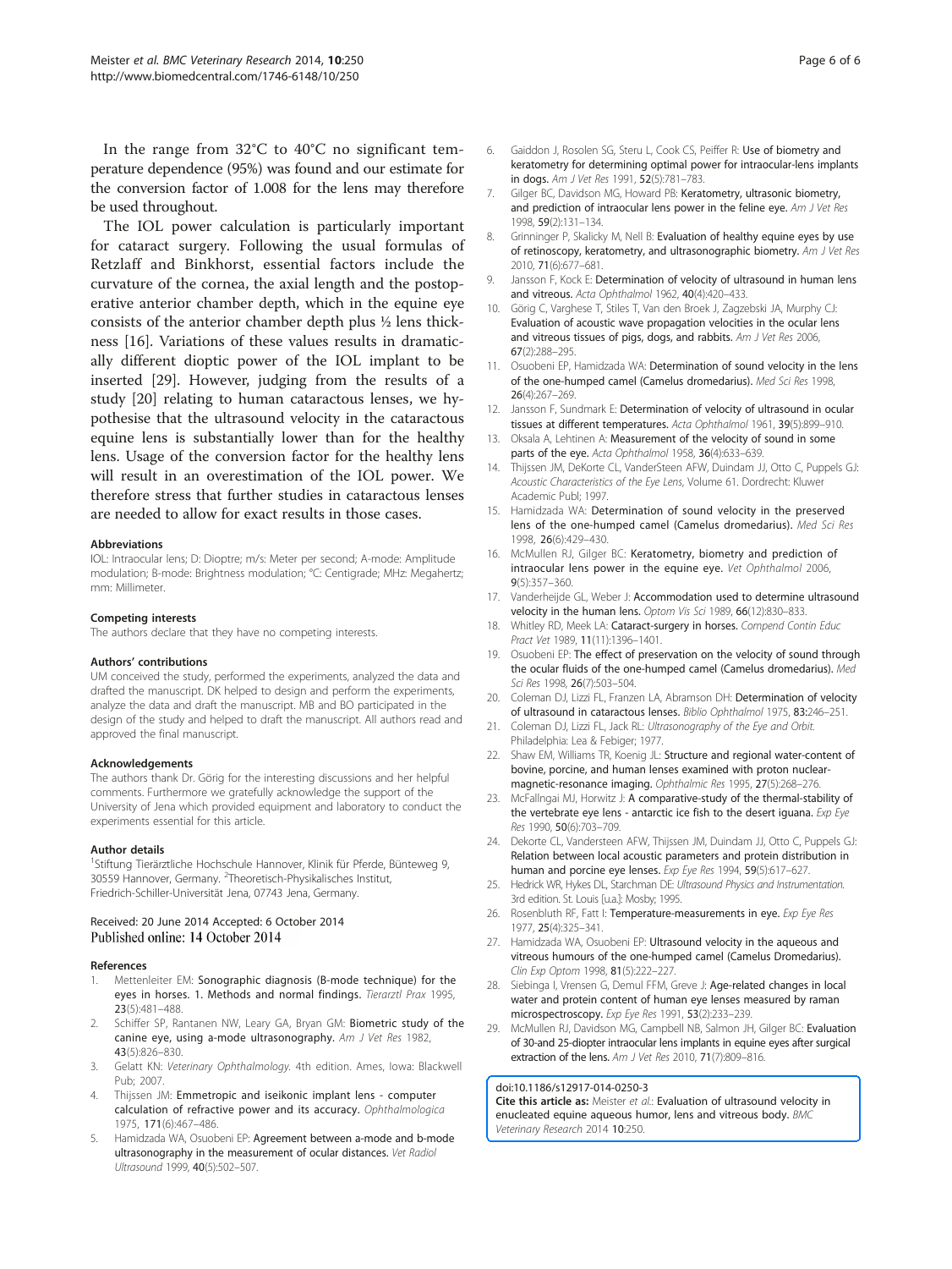In the range from 32°C to 40°C no significant temperature dependence (95%) was found and our estimate for the conversion factor of 1.008 for the lens may therefore be used throughout.

The IOL power calculation is particularly important for cataract surgery. Following the usual formulas of Retzlaff and Binkhorst, essential factors include the curvature of the cornea, the axial length and the postoperative anterior chamber depth, which in the equine eye consists of the anterior chamber depth plus ½ lens thickness [16]. Variations of these values results in dramatically different dioptic power of the IOL implant to be inserted [29]. However, judging from the results of a study [20] relating to human cataractous lenses, we hypothesise that the ultrasound velocity in the cataractous equine lens is substantially lower than for the healthy lens. Usage of the conversion factor for the healthy lens will result in an overestimation of the IOL power. We therefore stress that further studies in cataractous lenses are needed to allow for exact results in those cases.

#### Abbreviations

IOL: Intraocular lens; D: Dioptre; m/s: Meter per second; A-mode: Amplitude modulation; B-mode: Brightness modulation; °C: Centigrade; MHz: Megahertz; mm: Millimeter.

#### Competing interests

The authors declare that they have no competing interests.

#### Authors' contributions

UM conceived the study, performed the experiments, analyzed the data and drafted the manuscript. DK helped to design and perform the experiments, analyze the data and draft the manuscript. MB and BO participated in the design of the study and helped to draft the manuscript. All authors read and approved the final manuscript.

#### Acknowledgements

The authors thank Dr. Görig for the interesting discussions and her helpful comments. Furthermore we gratefully acknowledge the support of the University of Jena which provided equipment and laboratory to conduct the experiments essential for this article.

#### Author details

[1]Stiftung Tierärztliche Hochschule Hannover, Klinik für Pferde, Bünteweg 9, 30559 Hannover, Germany. [2]Theoretisch-Physikalisches Institut, Friedrich-Schiller-Universität Jena, 07743 Jena, Germany.

Received: 20 June 2014 Accepted: 6 October 2014
Published online: 14 October 2014

#### References

1. Mettenleiter EM: **Sonographic diagnosis (B-mode technique) for the eyes in horses. 1. Methods and normal findings.** *Tierarztl Prax* 1995, **23**(5):481–488.
2. Schiffer SP, Rantanen NW, Leary GA, Bryan GM: **Biometric study of the canine eye, using a-mode ultrasonography.** *Am J Vet Res* 1982, **43**(5):826–830.
3. Gelatt KN: *Veterinary Ophthalmology.* 4th edition. Ames, Iowa: Blackwell Pub; 2007.
4. Thijssen JM: **Emmetropic and iseikonic implant lens - computer calculation of refractive power and its accuracy.** *Ophthalmologica* 1975, **171**(6):467–486.
5. Hamidzada WA, Osuobeni EP: **Agreement between a-mode and b-mode ultrasonography in the measurement of ocular distances.** *Vet Radiol Ultrasound* 1999, **40**(5):502–507.
6. Gaiddon J, Rosolen SG, Steru L, Cook CS, Peiffer R: **Use of biometry and keratometry for determining optimal power for intraocular-lens implants in dogs.** *Am J Vet Res* 1991, **52**(5):781–783.
7. Gilger BC, Davidson MG, Howard PB: **Keratometry, ultrasonic biometry, and prediction of intraocular lens power in the feline eye.** *Am J Vet Res* 1998, **59**(2):131–134.
8. Grinninger P, Skalicky M, Nell B: **Evaluation of healthy equine eyes by use of retinoscopy, keratometry, and ultrasonographic biometry.** *Am J Vet Res* 2010, **71**(6):677–681.
9. Jansson F, Kock E: **Determination of velocity of ultrasound in human lens and vitreous.** *Acta Ophthalmol* 1962, **40**(4):420–433.
10. Görig C, Varghese T, Stiles T, Van den Broek J, Zagzebski JA, Murphy CJ: **Evaluation of acoustic wave propagation velocities in the ocular lens and vitreous tissues of pigs, dogs, and rabbits.** *Am J Vet Res* 2006, **67**(2):288–295.
11. Osuobeni EP, Hamidzada WA: **Determination of sound velocity in the lens of the one-humped camel (Camelus dromedarius).** *Med Sci Res* 1998, **26**(4):267–269.
12. Jansson F, Sundmark E: **Determination of velocity of ultrasound in ocular tissues at different temperatures.** *Acta Ophthalmol* 1961, **39**(5):899–910.
13. Oksala A, Lehtinen A: **Measurement of the velocity of sound in some parts of the eye.** *Acta Ophthalmol* 1958, **36**(4):633–639.
14. Thijssen JM, DeKorte CL, VanderSteen AFW, Duindam JJ, Otto C, Puppels GJ: *Acoustic Characteristics of the Eye Lens*, Volume 61. Dordrecht: Kluwer Academic Publ; 1997.
15. Hamidzada WA: **Determination of sound velocity in the preserved lens of the one-humped camel (Camelus dromedarius).** *Med Sci Res* 1998, **26**(6):429–430.
16. McMullen RJ, Gilger BC: **Keratometry, biometry and prediction of intraocular lens power in the equine eye.** *Vet Ophthalmol* 2006, **9**(5):357–360.
17. Vanderheijde GL, Weber J: **Accommodation used to determine ultrasound velocity in the human lens.** *Optom Vis Sci* 1989, **66**(12):830–833.
18. Whitley RD, Meek LA: **Cataract-surgery in horses.** *Compend Contin Educ Pract Vet* 1989, **11**(11):1396–1401.
19. Osuobeni EP: **The effect of preservation on the velocity of sound through the ocular fluids of the one-humped camel (Camelus dromedarius).** *Med Sci Res* 1998, **26**(7):503–504.
20. Coleman DJ, Lizzi FL, Franzen LA, Abramson DH: **Determination of velocity of ultrasound in cataractous lenses.** *Biblio Ophthalmol* 1975, **83**:246–251.
21. Coleman DJ, Lizzi FL, Jack RL: *Ultrasonography of the Eye and Orbit.* Philadelphia: Lea & Febiger; 1977.
22. Shaw EM, Williams TR, Koenig JL: **Structure and regional water-content of bovine, porcine, and human lenses examined with proton nuclear-magnetic-resonance imaging.** *Ophthalmic Res* 1995, **27**(5):268–276.
23. McFallngai MJ, Horwitz J: **A comparative-study of the thermal-stability of the vertebrate eye lens - antarctic ice fish to the desert iguana.** *Exp Eye Res* 1990, **50**(6):703–709.
24. Dekorte CL, Vandersteen AFW, Thijssen JM, Duindam JJ, Otto C, Puppels GJ: **Relation between local acoustic parameters and protein distribution in human and porcine eye lenses.** *Exp Eye Res* 1994, **59**(5):617–627.
25. Hedrick WR, Hykes DL, Starchman DE: *Ultrasound Physics and Instrumentation.* 3rd edition. St. Louis [u.a.]: Mosby; 1995.
26. Rosenbluth RF, Fatt I: **Temperature-measurements in eye.** *Exp Eye Res* 1977, **25**(4):325–341.
27. Hamidzada WA, Osuobeni EP: **Ultrasound velocity in the aqueous and vitreous humours of the one-humped camel (Camelus Dromedarius).** *Clin Exp Optom* 1998, **81**(5):222–227.
28. Siebinga I, Vrensen G, Demul FFM, Greve J: **Age-related changes in local water and protein content of human eye lenses measured by raman microspectroscopy.** *Exp Eye Res* 1991, **53**(2):233–239.
29. McMullen RJ, Davidson MG, Campbell NB, Salmon JH, Gilger BC: **Evaluation of 30-and 25-diopter intraocular lens implants in equine eyes after surgical extraction of the lens.** *Am J Vet Res* 2010, **71**(7):809–816.

doi:10.1186/s12917-014-0250-3

**Cite this article as:** Meister *et al.*: Evaluation of ultrasound velocity in enucleated equine aqueous humor, lens and vitreous body. *BMC Veterinary Research* 2014 **10**:250.